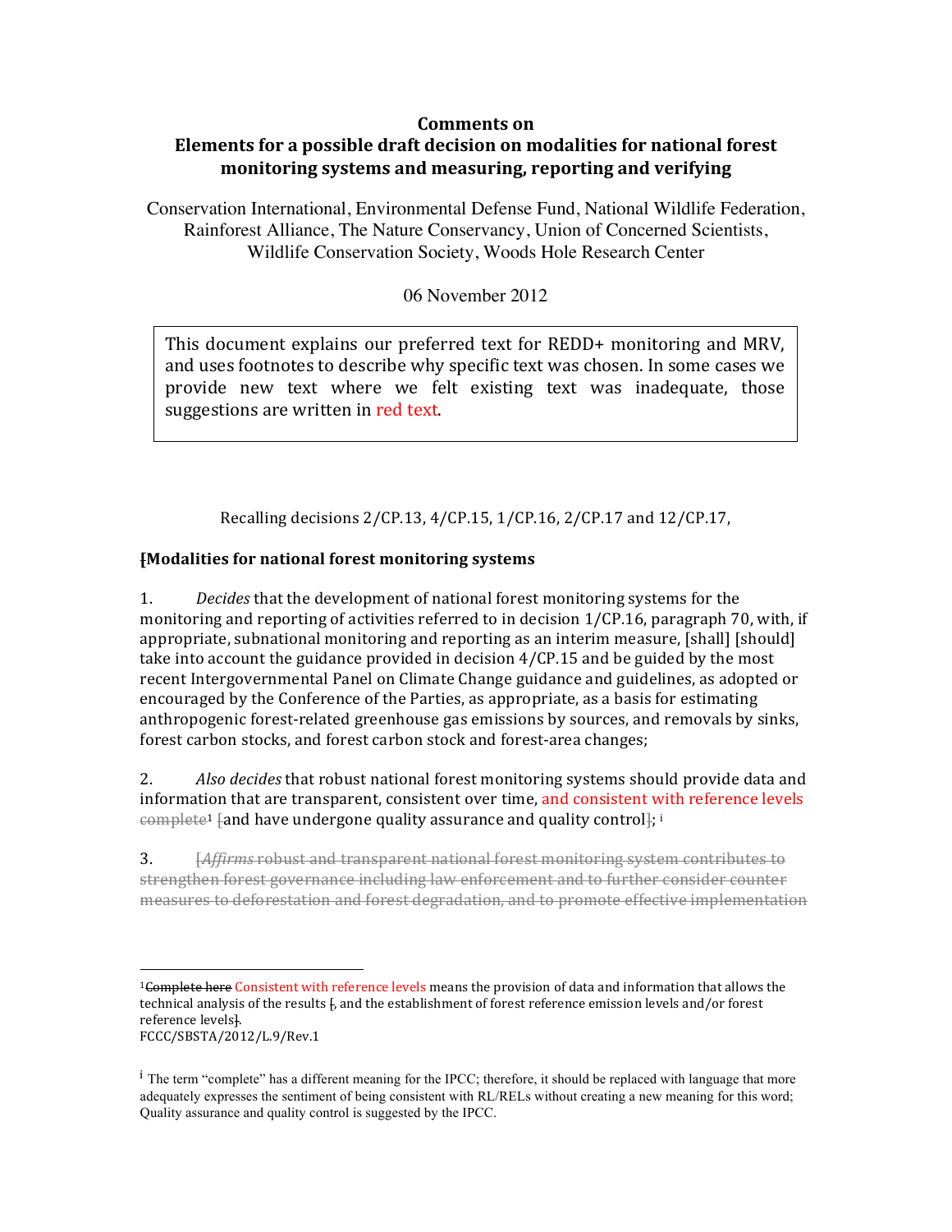**Comments on**
**Elements for a possible draft decision on modalities for national forest monitoring systems and measuring, reporting and verifying**

Conservation International, Environmental Defense Fund, National Wildlife Federation, Rainforest Alliance, The Nature Conservancy, Union of Concerned Scientists, Wildlife Conservation Society, Woods Hole Research Center

06 November 2012

> This document explains our preferred text for REDD+ monitoring and MRV, and uses footnotes to describe why specific text was chosen. In some cases we provide new text where we felt existing text was inadequate, those suggestions are written in red text.

Recalling decisions 2/CP.13, 4/CP.15, 1/CP.16, 2/CP.17 and 12/CP.17,

**~~[~~Modalities for national forest monitoring systems**

1. *Decides* that the development of national forest monitoring systems for the monitoring and reporting of activities referred to in decision 1/CP.16, paragraph 70, with, if appropriate, subnational monitoring and reporting as an interim measure, [shall] [should] take into account the guidance provided in decision 4/CP.15 and be guided by the most recent Intergovernmental Panel on Climate Change guidance and guidelines, as adopted or encouraged by the Conference of the Parties, as appropriate, as a basis for estimating anthropogenic forest-related greenhouse gas emissions by sources, and removals by sinks, forest carbon stocks, and forest carbon stock and forest-area changes;

2. *Also decides* that robust national forest monitoring systems should provide data and information that are transparent, consistent over time, and consistent with reference levels ~~complete~~[1] ~~[~~and have undergone quality assurance and quality control~~]~~; [i]

3. ~~[*Affirms* robust and transparent national forest monitoring system contributes to strengthen forest governance including law enforcement and to further consider counter measures to deforestation and forest degradation, and to promote effective implementation~~

---

[1] ~~Complete here~~ Consistent with reference levels means the provision of data and information that allows the technical analysis of the results ~~[~~, and the establishment of forest reference emission levels and/or forest reference levels~~]~~.
FCCC/SBSTA/2012/L.9/Rev.1

[i] The term "complete" has a different meaning for the IPCC; therefore, it should be replaced with language that more adequately expresses the sentiment of being consistent with RL/RELs without creating a new meaning for this word; Quality assurance and quality control is suggested by the IPCC.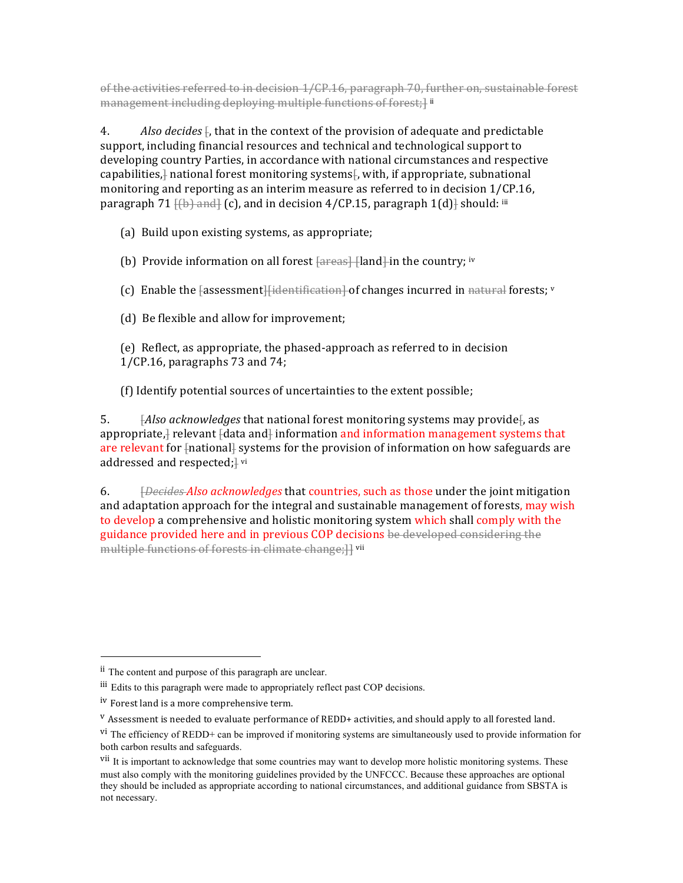~~of the activities referred to in decision 1/CP.16, paragraph 70, further on, sustainable forest management including deploying multiple functions of forest;]~~ [ii]

4. *Also decides* ~~[~~, that in the context of the provision of adequate and predictable support, including financial resources and technical and technological support to developing country Parties, in accordance with national circumstances and respective capabilities,~~]~~ national forest monitoring systems~~[~~, with, if appropriate, subnational monitoring and reporting as an interim measure as referred to in decision 1/CP.16, paragraph 71 ~~[(b) and]~~ (c), and in decision 4/CP.15, paragraph 1(d)~~]~~ should: [iii]

(a) Build upon existing systems, as appropriate;

(b) Provide information on all forest ~~[areas] [~~land~~]~~ in the country; [iv]

(c) Enable the ~~[~~assessment~~][identification]~~ of changes incurred in ~~natural~~ forests; [v]

(d) Be flexible and allow for improvement;

(e) Reflect, as appropriate, the phased-approach as referred to in decision 1/CP.16, paragraphs 73 and 74;

(f) Identify potential sources of uncertainties to the extent possible;

5. ~~[~~*Also acknowledges* that national forest monitoring systems may provide~~[~~, as appropriate,~~]~~ relevant ~~[~~data and~~]~~ information and information management systems that are relevant for ~~[~~national~~]~~ systems for the provision of information on how safeguards are addressed and respected;~~]~~ [vi]

6. ~~[~~~~*Decides*~~ *Also acknowledges* that countries, such as those under the joint mitigation and adaptation approach for the integral and sustainable management of forests, may wish to develop a comprehensive and holistic monitoring system which shall comply with the guidance provided here and in previous COP decisions ~~be developed considering the multiple functions of forests in climate change;]]~~ [vii]

---

[ii] The content and purpose of this paragraph are unclear.

[iii] Edits to this paragraph were made to appropriately reflect past COP decisions.

[iv] Forest land is a more comprehensive term.

[v] Assessment is needed to evaluate performance of REDD+ activities, and should apply to all forested land.

[vi] The efficiency of REDD+ can be improved if monitoring systems are simultaneously used to provide information for both carbon results and safeguards.

[vii] It is important to acknowledge that some countries may want to develop more holistic monitoring systems. These must also comply with the monitoring guidelines provided by the UNFCCC. Because these approaches are optional they should be included as appropriate according to national circumstances, and additional guidance from SBSTA is not necessary.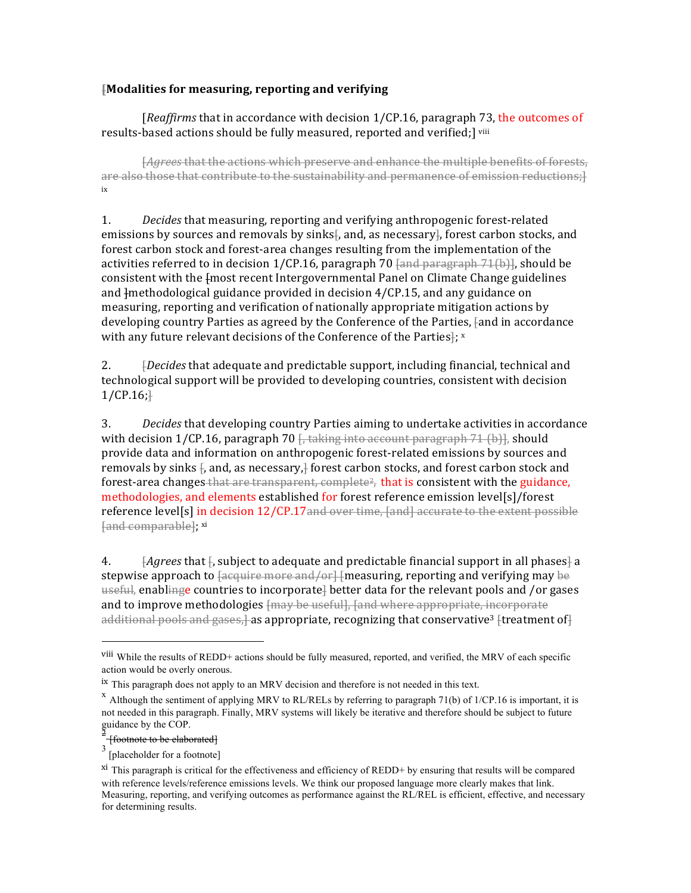[**Modalities for measuring, reporting and verifying**

[*Reaffirms* that in accordance with decision 1/CP.16, paragraph 73, the outcomes of results-based actions should be fully measured, reported and verified;] [viii]

~~[*Agrees* that the actions which preserve and enhance the multiple benefits of forests, are also those that contribute to the sustainability and permanence of emission reductions;]~~ [ix]

1. *Decides* that measuring, reporting and verifying anthropogenic forest-related emissions by sources and removals by sinks[, and, as necessary], forest carbon stocks, and forest carbon stock and forest-area changes resulting from the implementation of the activities referred to in decision 1/CP.16, paragraph 70 ~~[and paragraph 71(b)]~~, should be consistent with the [most recent Intergovernmental Panel on Climate Change guidelines and ]methodological guidance provided in decision 4/CP.15, and any guidance on measuring, reporting and verification of nationally appropriate mitigation actions by developing country Parties as agreed by the Conference of the Parties, [and in accordance with any future relevant decisions of the Conference of the Parties]; [x]

2. [*Decides* that adequate and predictable support, including financial, technical and technological support will be provided to developing countries, consistent with decision 1/CP.16;]

3. *Decides* that developing country Parties aiming to undertake activities in accordance with decision 1/CP.16, paragraph 70 ~~[, taking into account paragraph 71 (b)]~~, should provide data and information on anthropogenic forest-related emissions by sources and removals by sinks [, and, as necessary,] forest carbon stocks, and forest carbon stock and forest-area changes ~~that are transparent, complete[2],~~ that is consistent with the guidance, methodologies, and elements established for forest reference emission level[s]/forest reference level[s] in decision 12/CP.17 ~~and over time, [and] accurate to the extent possible [and comparable]~~; [xi]

4. [*Agrees* that [, subject to adequate and predictable financial support in all phases] a stepwise approach to ~~[acquire more and/or]~~ [measuring, reporting and verifying may ~~be useful,~~ enablinge countries to incorporate] better data for the relevant pools and /or gases and to improve methodologies ~~[may be useful], [and where appropriate, incorporate additional pools and gases,]~~ as appropriate, recognizing that conservative[3] [treatment of]

---

[viii] While the results of REDD+ actions should be fully measured, reported, and verified, the MRV of each specific action would be overly onerous.

[ix] This paragraph does not apply to an MRV decision and therefore is not needed in this text.

[x] Although the sentiment of applying MRV to RL/RELs by referring to paragraph 71(b) of 1/CP.16 is important, it is not needed in this paragraph. Finally, MRV systems will likely be iterative and therefore should be subject to future guidance by the COP.

[2] ~~[footnote to be elaborated]~~

[3] [placeholder for a footnote]

[xi] This paragraph is critical for the effectiveness and efficiency of REDD+ by ensuring that results will be compared with reference levels/reference emissions levels. We think our proposed language more clearly makes that link. Measuring, reporting, and verifying outcomes as performance against the RL/REL is efficient, effective, and necessary for determining results.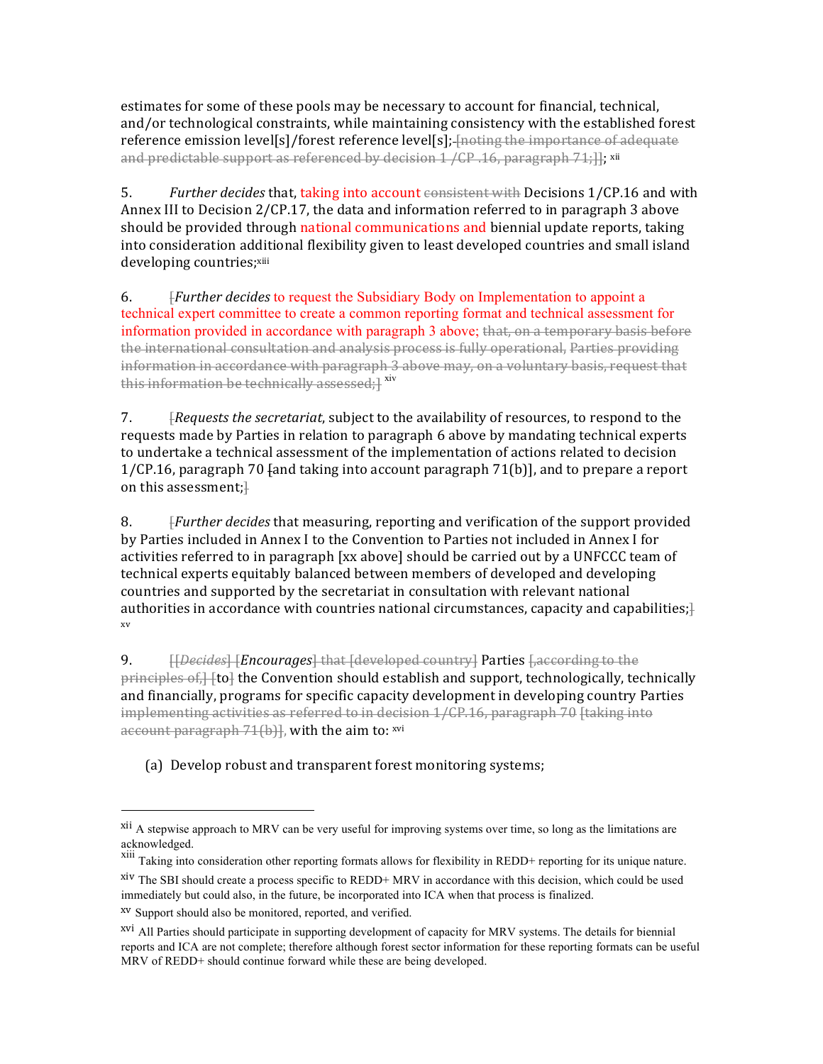estimates for some of these pools may be necessary to account for financial, technical, and/or technological constraints, while maintaining consistency with the established forest reference emission level[s]/forest reference level[s]; ~~[noting the importance of adequate and predictable support as referenced by decision 1 /CP .16, paragraph 71;]]~~; [xii]

5. *Further decides* that, taking into account ~~consistent with~~ Decisions 1/CP.16 and with Annex III to Decision 2/CP.17, the data and information referred to in paragraph 3 above should be provided through national communications and biennial update reports, taking into consideration additional flexibility given to least developed countries and small island developing countries;[xiii]

6. ~~[~~*Further decides* to request the Subsidiary Body on Implementation to appoint a technical expert committee to create a common reporting format and technical assessment for information provided in accordance with paragraph 3 above; ~~that, on a temporary basis before the international consultation and analysis process is fully operational, Parties providing information in accordance with paragraph 3 above may, on a voluntary basis, request that this information be technically assessed;]~~ [xiv]

7. ~~[~~*Requests the secretariat*, subject to the availability of resources, to respond to the requests made by Parties in relation to paragraph 6 above by mandating technical experts to undertake a technical assessment of the implementation of actions related to decision 1/CP.16, paragraph 70 ~~[~~and taking into account paragraph 71(b)], and to prepare a report on this assessment;~~]~~

8. ~~[~~*Further decides* that measuring, reporting and verification of the support provided by Parties included in Annex I to the Convention to Parties not included in Annex I for activities referred to in paragraph [xx above] should be carried out by a UNFCCC team of technical experts equitably balanced between members of developed and developing countries and supported by the secretariat in consultation with relevant national authorities in accordance with countries national circumstances, capacity and capabilities;~~]~~ [xv]

9. ~~[[*Decides*]~~ [*Encourages*] ~~that [developed country]~~ Parties ~~[,according to the principles of,] [~~to~~]~~ the Convention should establish and support, technologically, technically and financially, programs for specific capacity development in developing country Parties ~~implementing activities as referred to in decision 1/CP.16, paragraph 70 [taking into account paragraph 71(b)],~~ with the aim to: [xvi]

(a) Develop robust and transparent forest monitoring systems;

---

[xii] A stepwise approach to MRV can be very useful for improving systems over time, so long as the limitations are acknowledged.

[xiii] Taking into consideration other reporting formats allows for flexibility in REDD+ reporting for its unique nature.

[xiv] The SBI should create a process specific to REDD+ MRV in accordance with this decision, which could be used immediately but could also, in the future, be incorporated into ICA when that process is finalized.

[xv] Support should also be monitored, reported, and verified.

[xvi] All Parties should participate in supporting development of capacity for MRV systems. The details for biennial reports and ICA are not complete; therefore although forest sector information for these reporting formats can be useful MRV of REDD+ should continue forward while these are being developed.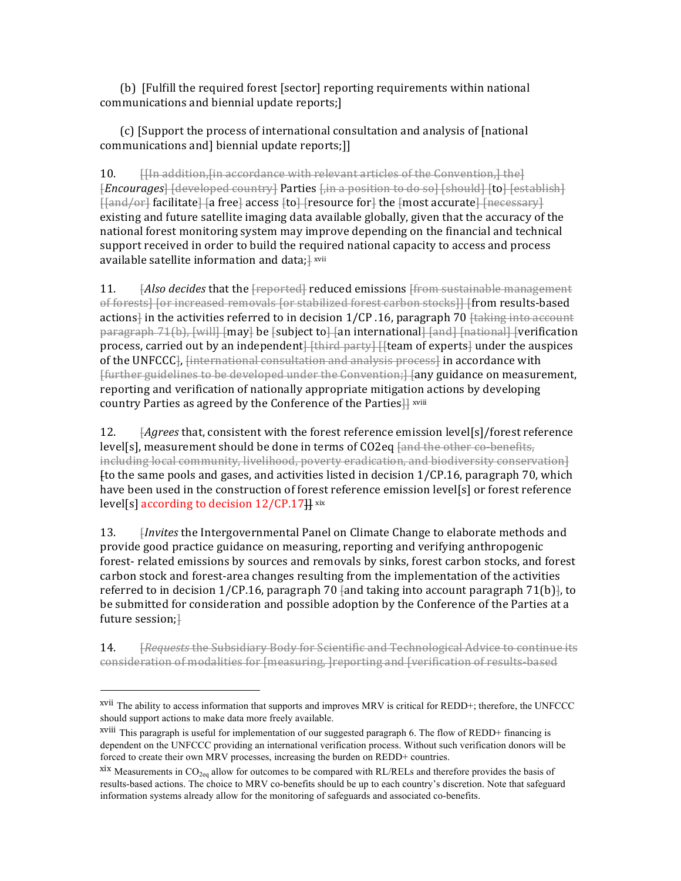(b) [Fulfill the required forest [sector] reporting requirements within national communications and biennial update reports;]

(c) [Support the process of international consultation and analysis of [national communications and] biennial update reports;]]

10. ~~[[In addition,[in accordance with relevant articles of the Convention,] the]~~ ~~[*Encourages*]~~ ~~[developed country]~~ Parties ~~[,in a position to do so]~~ ~~[should]~~ ~~[~~to~~]~~ ~~[establish]~~ ~~[[and/or]~~ facilitate~~]~~ ~~[~~a free~~]~~ access ~~[~~to~~]~~ ~~[~~resource for~~]~~ the ~~[~~most accurate~~]~~ ~~[necessary]~~ existing and future satellite imaging data available globally, given that the accuracy of the national forest monitoring system may improve depending on the financial and technical support received in order to build the required national capacity to access and process available satellite information and data;~~]~~ [xvii]

11. ~~[~~*Also decides* that the ~~[reported]~~ reduced emissions ~~[from sustainable management of forests] [or increased removals [or stabilized forest carbon stocks]]~~ ~~[~~from results-based actions~~]~~ in the activities referred to in decision 1/CP .16, paragraph 70 ~~[taking into account paragraph 71(b), [will]~~ ~~[~~may~~]~~ be ~~[~~subject to~~]~~ ~~[~~an international~~]~~ ~~[and] [national]~~ ~~[~~verification process, carried out by an independent~~]~~ ~~[third party]~~ ~~[[~~team of experts~~]~~ under the auspices of the UNFCCC~~]~~, ~~[international consultation and analysis process]~~ in accordance with ~~[further guidelines to be developed under the Convention;]~~ ~~[~~any guidance on measurement, reporting and verification of nationally appropriate mitigation actions by developing country Parties as agreed by the Conference of the Parties~~]]~~ [xviii]

12. ~~[~~*Agrees* that, consistent with the forest reference emission level[s]/forest reference level[s], measurement should be done in terms of CO2eq ~~[and the other co-benefits, including local community, livelihood, poverty eradication, and biodiversity conservation]~~ ~~[~~to the same pools and gases, and activities listed in decision 1/CP.16, paragraph 70, which have been used in the construction of forest reference emission level[s] or forest reference level[s] according to decision 12/CP.17~~]]~~ [xix]

13. ~~[~~*Invites* the Intergovernmental Panel on Climate Change to elaborate methods and provide good practice guidance on measuring, reporting and verifying anthropogenic forest- related emissions by sources and removals by sinks, forest carbon stocks, and forest carbon stock and forest-area changes resulting from the implementation of the activities referred to in decision 1/CP.16, paragraph 70 ~~[~~and taking into account paragraph 71(b)~~]~~, to be submitted for consideration and possible adoption by the Conference of the Parties at a future session;~~]~~

14. ~~[*Requests* the Subsidiary Body for Scientific and Technological Advice to continue its consideration of modalities for [measuring, ]reporting and [verification of results-based~~

---

[xvii] The ability to access information that supports and improves MRV is critical for REDD+; therefore, the UNFCCC should support actions to make data more freely available.

[xviii] This paragraph is useful for implementation of our suggested paragraph 6. The flow of REDD+ financing is dependent on the UNFCCC providing an international verification process. Without such verification donors will be forced to create their own MRV processes, increasing the burden on REDD+ countries.

[xix] Measurements in $CO_{2eq}$ allow for outcomes to be compared with RL/RELs and therefore provides the basis of results-based actions. The choice to MRV co-benefits should be up to each country's discretion. Note that safeguard information systems already allow for the monitoring of safeguards and associated co-benefits.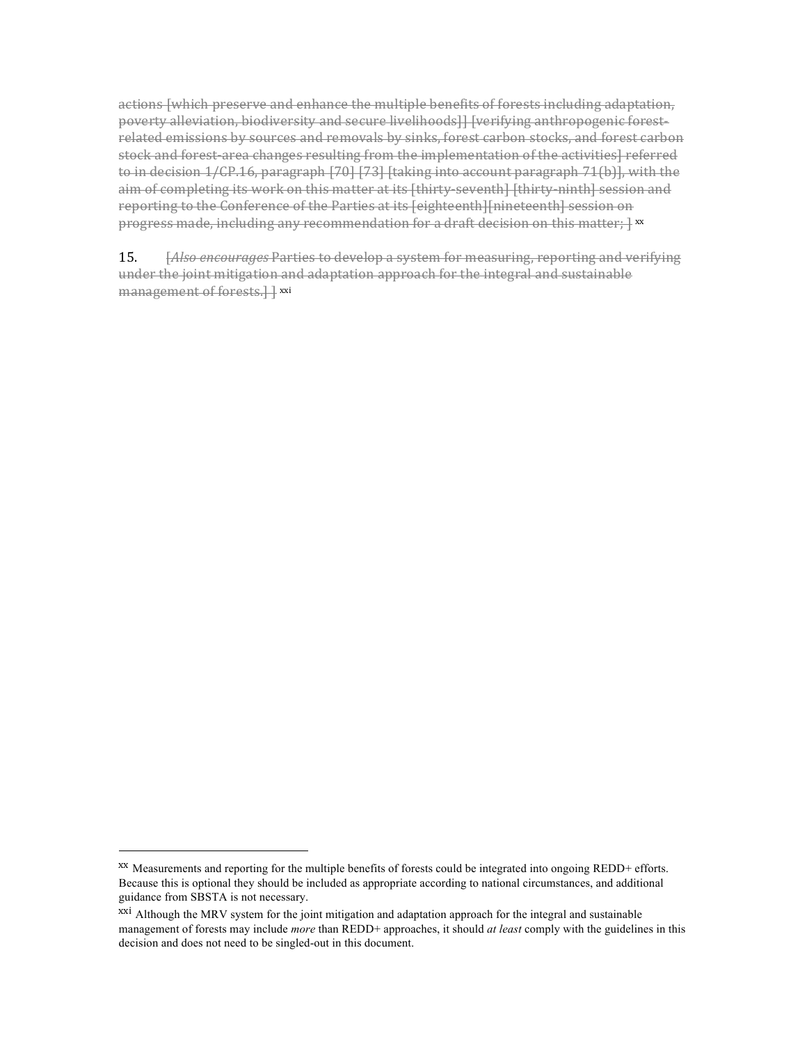~~actions [which preserve and enhance the multiple benefits of forests including adaptation, poverty alleviation, biodiversity and secure livelihoods]] [verifying anthropogenic forest-related emissions by sources and removals by sinks, forest carbon stocks, and forest carbon stock and forest-area changes resulting from the implementation of the activities] referred to in decision 1/CP.16, paragraph [70] [73] [taking into account paragraph 71(b)], with the aim of completing its work on this matter at its [thirty-seventh] [thirty-ninth] session and reporting to the Conference of the Parties at its [eighteenth][nineteenth] session on progress made, including any recommendation for a draft decision on this matter; ]~~ [xx]

15. ~~[*Also encourages* Parties to develop a system for measuring, reporting and verifying under the joint mitigation and adaptation approach for the integral and sustainable management of forests.] ]~~ [xxi]

---

[xx] Measurements and reporting for the multiple benefits of forests could be integrated into ongoing REDD+ efforts. Because this is optional they should be included as appropriate according to national circumstances, and additional guidance from SBSTA is not necessary.

[xxi] Although the MRV system for the joint mitigation and adaptation approach for the integral and sustainable management of forests may include *more* than REDD+ approaches, it should *at least* comply with the guidelines in this decision and does not need to be singled-out in this document.